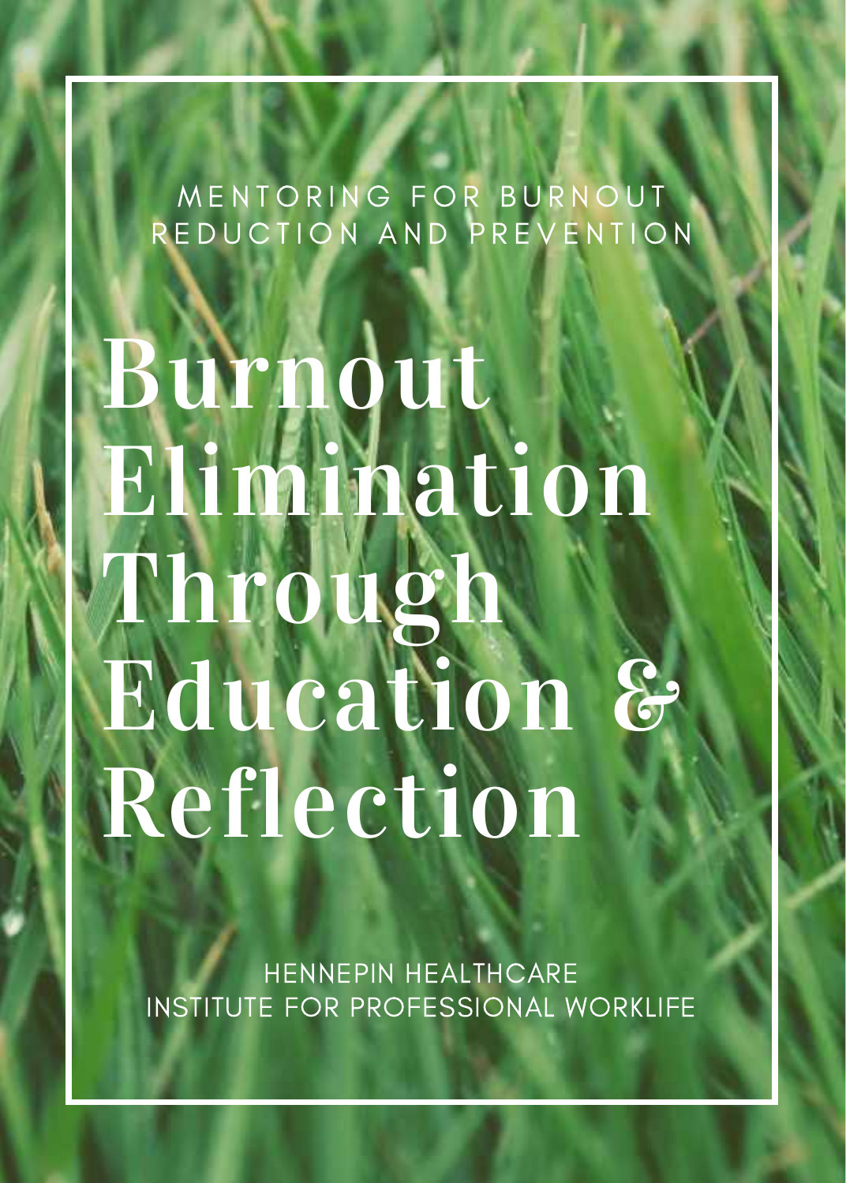MENTORING FOR BURNOUT REDUCTION AND PREVENTION

# Burnout Elimination Through Education & Reflection

HENNEPIN HEALTHCARE
INSTITUTE FOR PROFESSIONAL WORKLIFE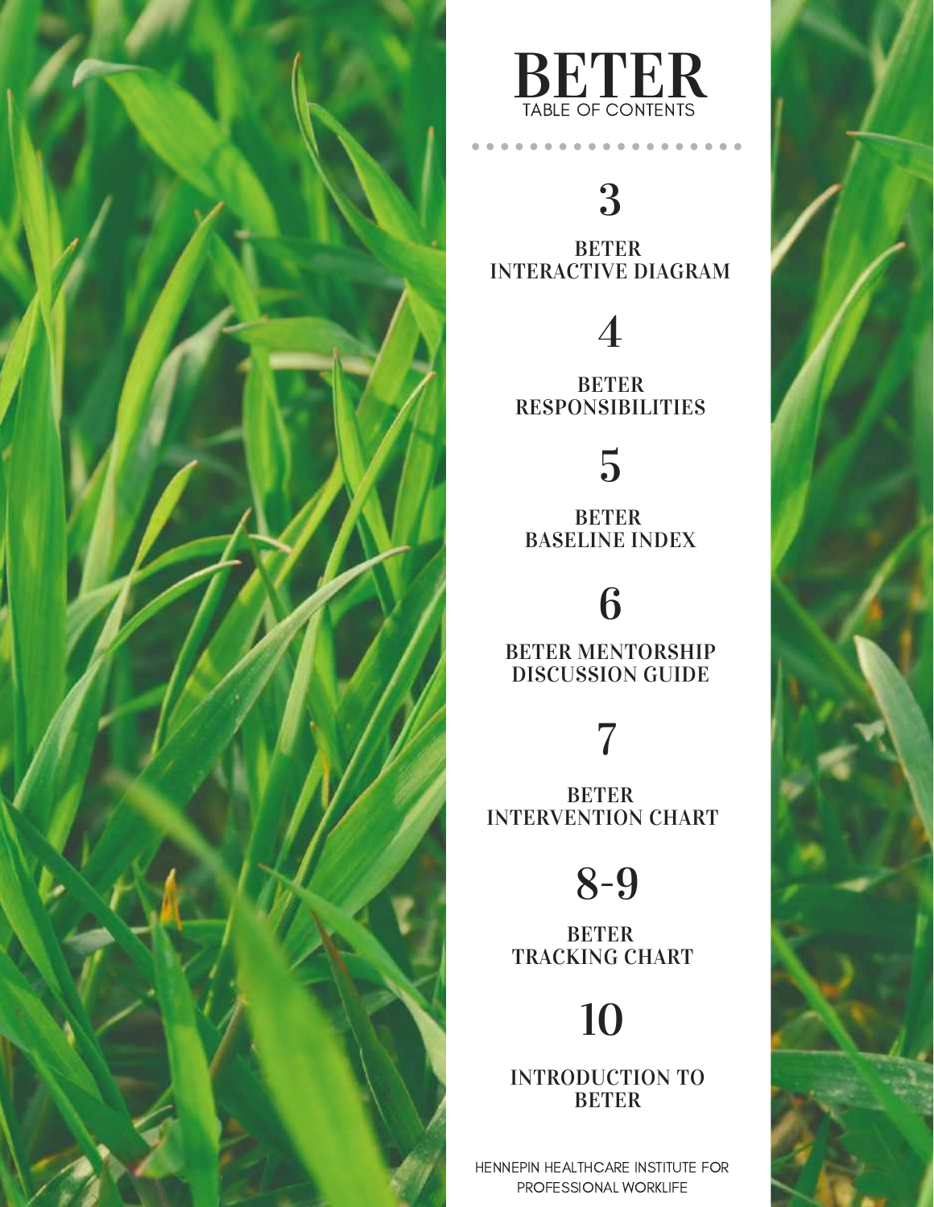# BETER

TABLE OF CONTENTS

**3**

**BETER INTERACTIVE DIAGRAM**

**4**

**BETER RESPONSIBILITIES**

**5**

**BETER BASELINE INDEX**

**6**

**BETER MENTORSHIP DISCUSSION GUIDE**

**7**

**BETER INTERVENTION CHART**

**8-9**

**BETER TRACKING CHART**

**10**

**INTRODUCTION TO BETER**

HENNEPIN HEALTHCARE INSTITUTE FOR PROFESSIONAL WORKLIFE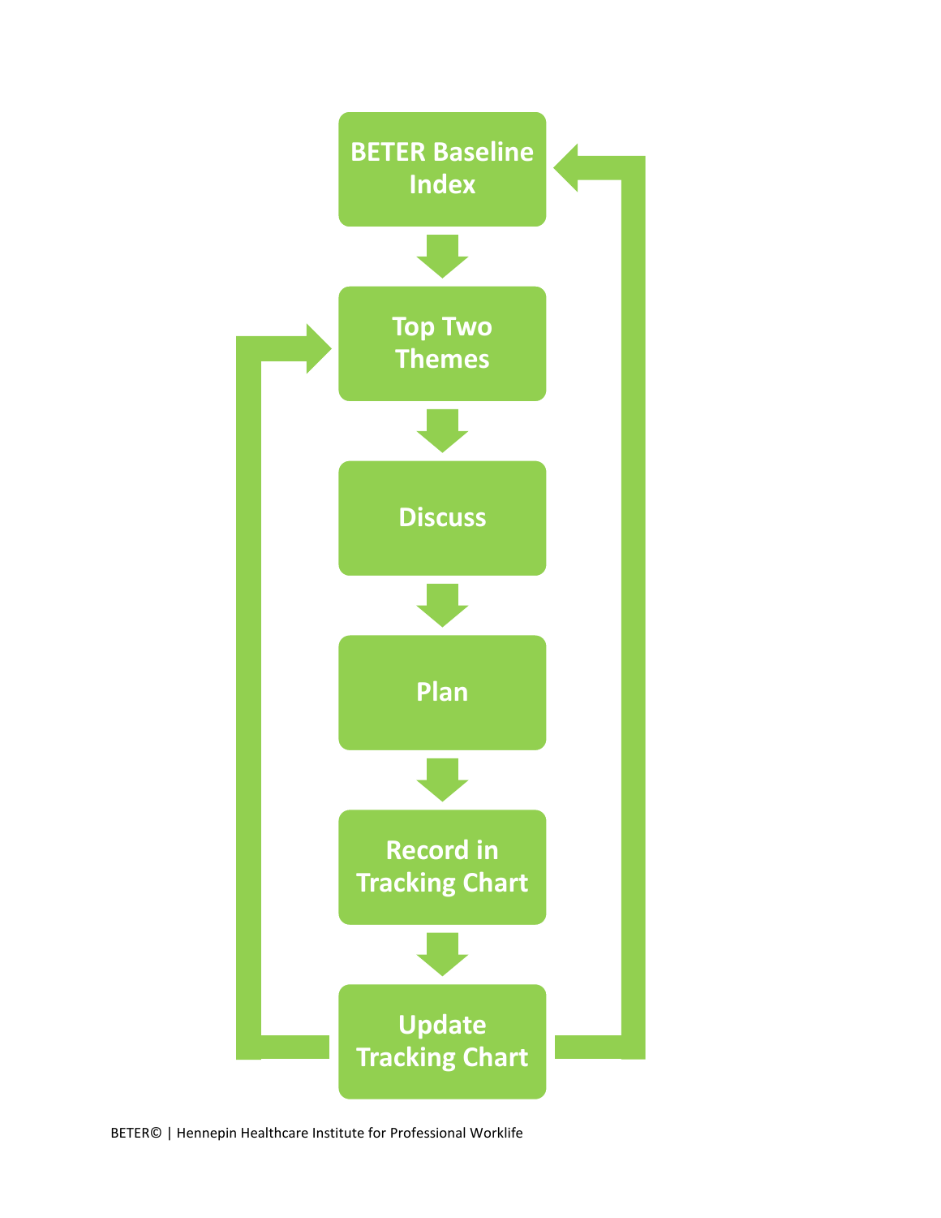BETER Baseline Index

Top Two Themes

Discuss

Plan

Record in Tracking Chart

Update Tracking Chart

BETER© | Hennepin Healthcare Institute for Professional Worklife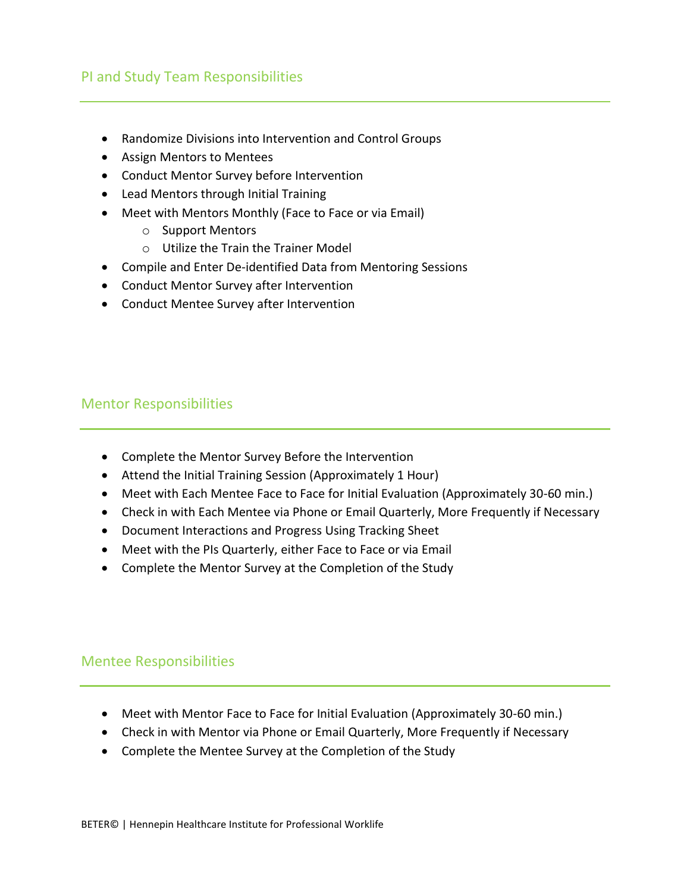## PI and Study Team Responsibilities

- Randomize Divisions into Intervention and Control Groups
- Assign Mentors to Mentees
- Conduct Mentor Survey before Intervention
- Lead Mentors through Initial Training
- Meet with Mentors Monthly (Face to Face or via Email)
  - Support Mentors
  - Utilize the Train the Trainer Model
- Compile and Enter De-identified Data from Mentoring Sessions
- Conduct Mentor Survey after Intervention
- Conduct Mentee Survey after Intervention

## Mentor Responsibilities

- Complete the Mentor Survey Before the Intervention
- Attend the Initial Training Session (Approximately 1 Hour)
- Meet with Each Mentee Face to Face for Initial Evaluation (Approximately 30-60 min.)
- Check in with Each Mentee via Phone or Email Quarterly, More Frequently if Necessary
- Document Interactions and Progress Using Tracking Sheet
- Meet with the PIs Quarterly, either Face to Face or via Email
- Complete the Mentor Survey at the Completion of the Study

## Mentee Responsibilities

- Meet with Mentor Face to Face for Initial Evaluation (Approximately 30-60 min.)
- Check in with Mentor via Phone or Email Quarterly, More Frequently if Necessary
- Complete the Mentee Survey at the Completion of the Study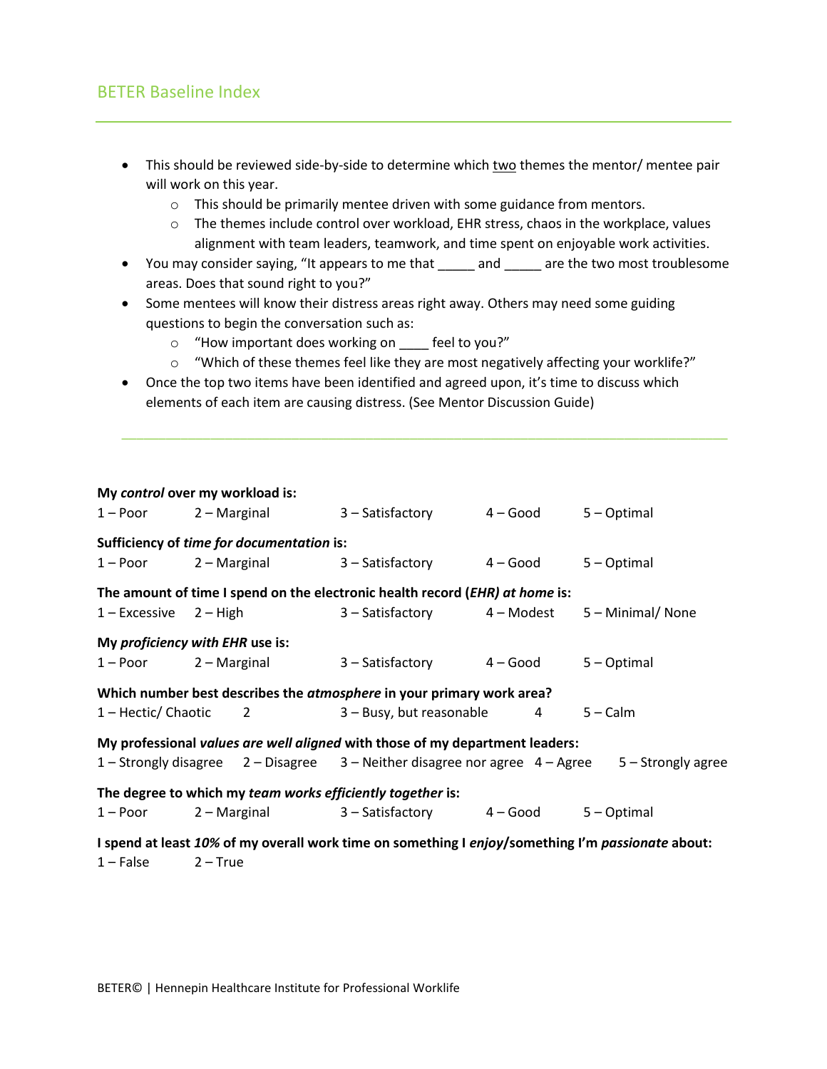## BETER Baseline Index

- This should be reviewed side-by-side to determine which <u>two</u> themes the mentor/ mentee pair will work on this year.
  - This should be primarily mentee driven with some guidance from mentors.
  - The themes include control over workload, EHR stress, chaos in the workplace, values alignment with team leaders, teamwork, and time spent on enjoyable work activities.
- You may consider saying, "It appears to me that _____ and _____ are the two most troublesome areas. Does that sound right to you?"
- Some mentees will know their distress areas right away. Others may need some guiding questions to begin the conversation such as:
  - "How important does working on ____ feel to you?"
  - "Which of these themes feel like they are most negatively affecting your worklife?"
- Once the top two items have been identified and agreed upon, it's time to discuss which elements of each item are causing distress. (See Mentor Discussion Guide)

---

**My *control* over my workload is:**

1 – Poor | 2 – Marginal | 3 – Satisfactory | 4 – Good | 5 – Optimal

**Sufficiency of *time for documentation* is:**

1 – Poor | 2 – Marginal | 3 – Satisfactory | 4 – Good | 5 – Optimal

**The amount of time I spend on the electronic health record (*EHR) at home* is:**

1 – Excessive | 2 – High | 3 – Satisfactory | 4 – Modest | 5 – Minimal/ None

**My *proficiency with EHR* use is:**

1 – Poor | 2 – Marginal | 3 – Satisfactory | 4 – Good | 5 – Optimal

**Which number best describes the *atmosphere* in your primary work area?**

1 – Hectic/ Chaotic | 2 | 3 – Busy, but reasonable | 4 | 5 – Calm

**My professional *values are well aligned* with those of my department leaders:**

1 – Strongly disagree | 2 – Disagree | 3 – Neither disagree nor agree | 4 – Agree | 5 – Strongly agree

**The degree to which my *team works efficiently together* is:**

1 – Poor | 2 – Marginal | 3 – Satisfactory | 4 – Good | 5 – Optimal

**I spend at least *10%* of my overall work time on something I *enjoy*/something I'm *passionate* about:**

1 – False | 2 – True

BETER© | Hennepin Healthcare Institute for Professional Worklife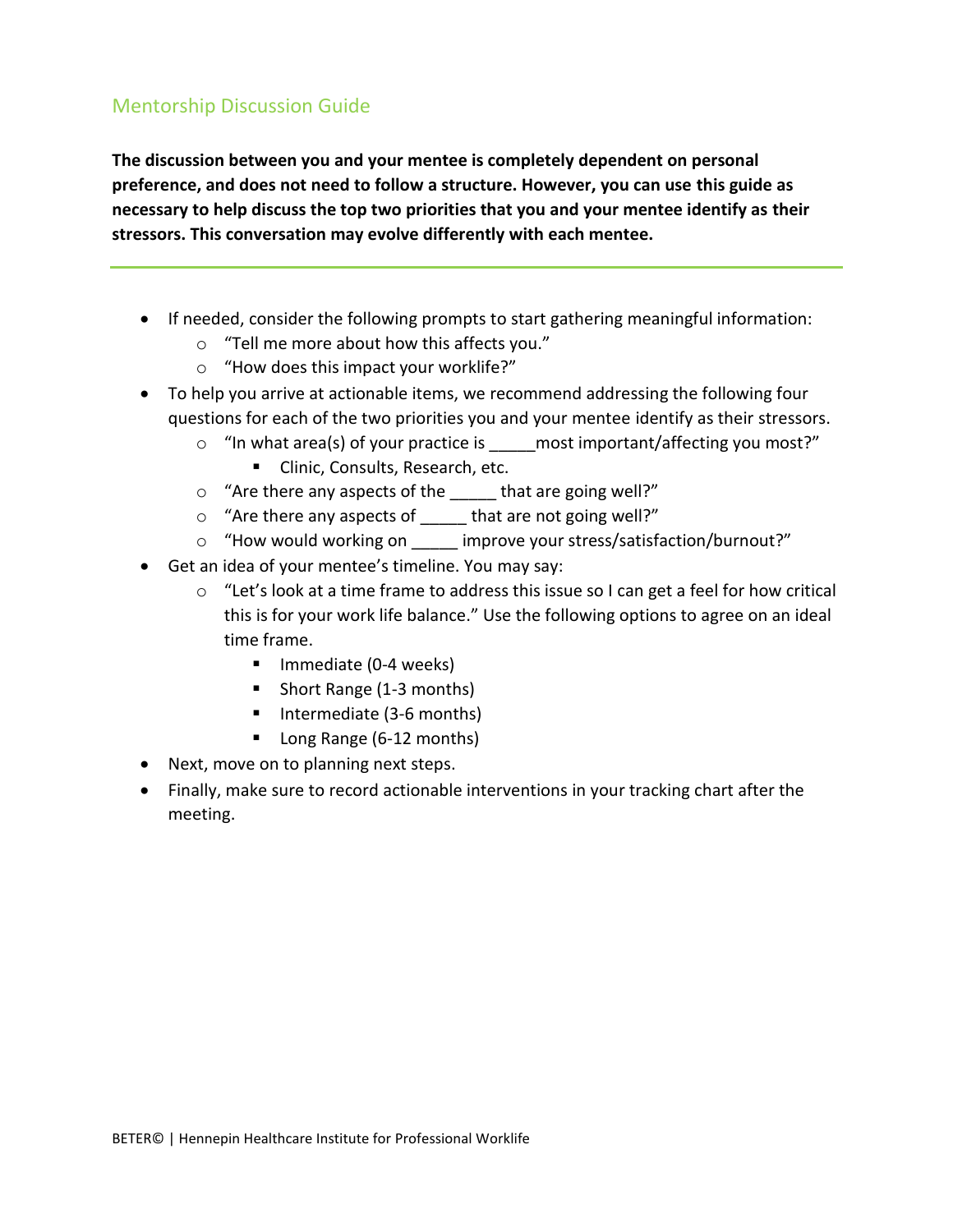## Mentorship Discussion Guide

**The discussion between you and your mentee is completely dependent on personal preference, and does not need to follow a structure. However, you can use this guide as necessary to help discuss the top two priorities that you and your mentee identify as their stressors. This conversation may evolve differently with each mentee.**

---

- If needed, consider the following prompts to start gathering meaningful information:
  - "Tell me more about how this affects you."
  - "How does this impact your worklife?"
- To help you arrive at actionable items, we recommend addressing the following four questions for each of the two priorities you and your mentee identify as their stressors.
  - "In what area(s) of your practice is _____most important/affecting you most?"
    - Clinic, Consults, Research, etc.
  - "Are there any aspects of the _____ that are going well?"
  - "Are there any aspects of _____ that are not going well?"
  - "How would working on _____ improve your stress/satisfaction/burnout?"
- Get an idea of your mentee's timeline. You may say:
  - "Let's look at a time frame to address this issue so I can get a feel for how critical this is for your work life balance." Use the following options to agree on an ideal time frame.
    - Immediate (0-4 weeks)
    - Short Range (1-3 months)
    - Intermediate (3-6 months)
    - Long Range (6-12 months)
- Next, move on to planning next steps.
- Finally, make sure to record actionable interventions in your tracking chart after the meeting.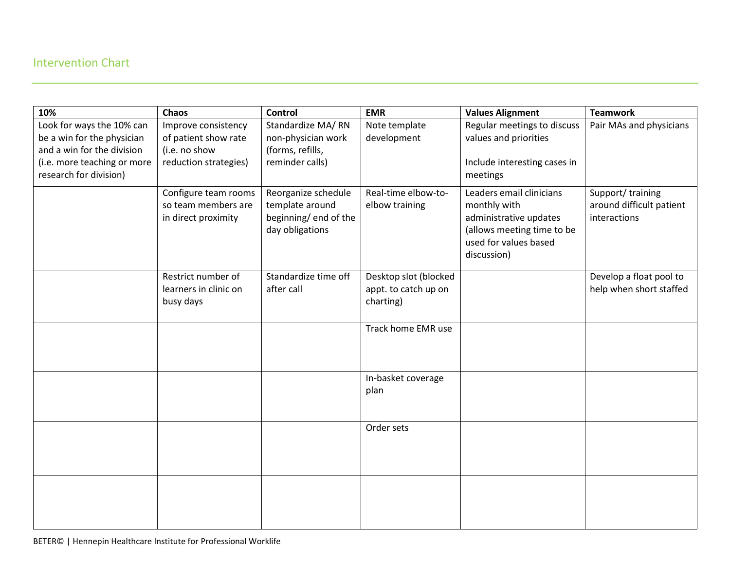## Intervention Chart

| 10% | Chaos | Control | EMR | Values Alignment | Teamwork |
|---|---|---|---|---|---|
| Look for ways the 10% can be a win for the physician and a win for the division (i.e. more teaching or more research for division) | Improve consistency of patient show rate (i.e. no show reduction strategies) | Standardize MA/ RN non-physician work (forms, refills, reminder calls) | Note template development | Regular meetings to discuss values and priorities<br><br>Include interesting cases in meetings | Pair MAs and physicians |
| | Configure team rooms so team members are in direct proximity | Reorganize schedule template around beginning/ end of the day obligations | Real-time elbow-to-elbow training | Leaders email clinicians monthly with administrative updates (allows meeting time to be used for values based discussion) | Support/ training around difficult patient interactions |
| | Restrict number of learners in clinic on busy days | Standardize time off after call | Desktop slot (blocked appt. to catch up on charting) | | Develop a float pool to help when short staffed |
| | | | Track home EMR use | | |
| | | | In-basket coverage plan | | |
| | | | Order sets | | |
| | | | | | |

BETER© | Hennepin Healthcare Institute for Professional Worklife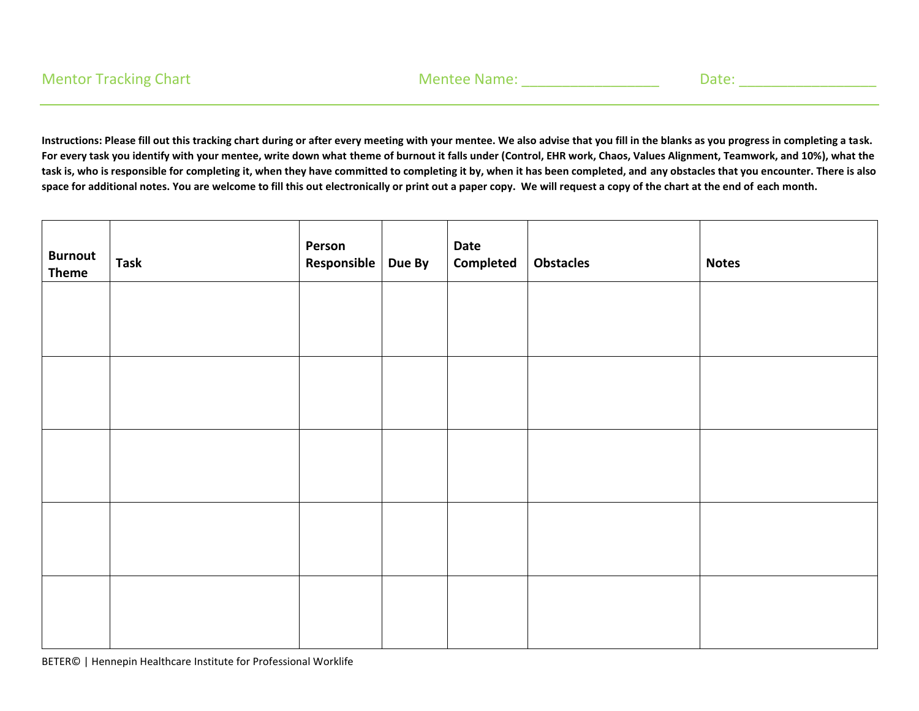Mentor Tracking Chart Mentee Name: _________________ Date: _________________

**Instructions: Please fill out this tracking chart during or after every meeting with your mentee. We also advise that you fill in the blanks as you progress in completing a task. For every task you identify with your mentee, write down what theme of burnout it falls under (Control, EHR work, Chaos, Values Alignment, Teamwork, and 10%), what the task is, who is responsible for completing it, when they have committed to completing it by, when it has been completed, and any obstacles that you encounter. There is also space for additional notes. You are welcome to fill this out electronically or print out a paper copy. We will request a copy of the chart at the end of each month.**

| Burnout Theme | Task | Person Responsible | Due By | Date Completed | Obstacles | Notes |
|---|---|---|---|---|---|---|
| | | | | | | |
| | | | | | | |
| | | | | | | |
| | | | | | | |
| | | | | | | |

BETER© | Hennepin Healthcare Institute for Professional Worklife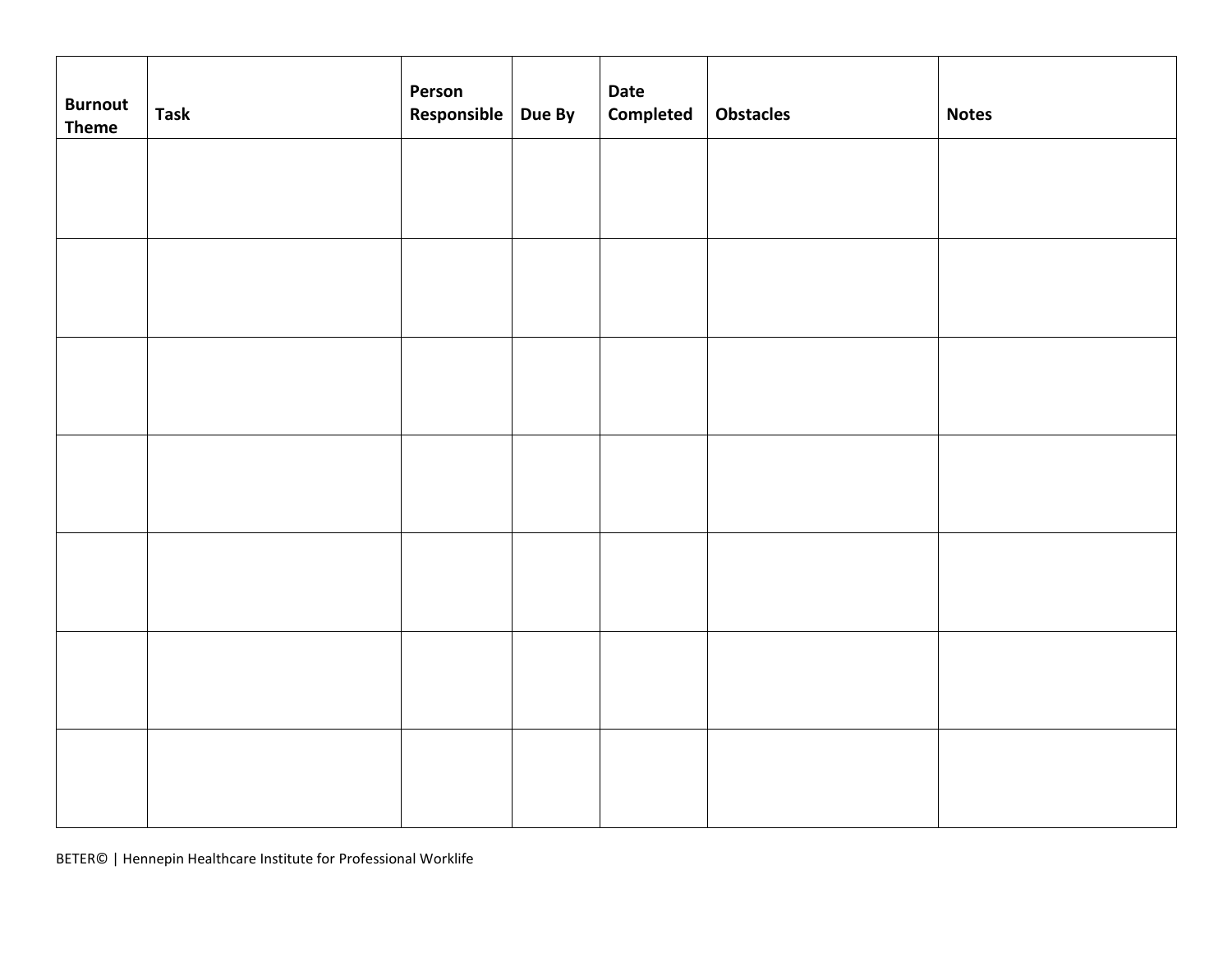| Burnout Theme | Task | Person Responsible | Due By | Date Completed | Obstacles | Notes |
|---|---|---|---|---|---|---|
| | | | | | | |
| | | | | | | |
| | | | | | | |
| | | | | | | |
| | | | | | | |
| | | | | | | |
| | | | | | | |

BETER© | Hennepin Healthcare Institute for Professional Worklife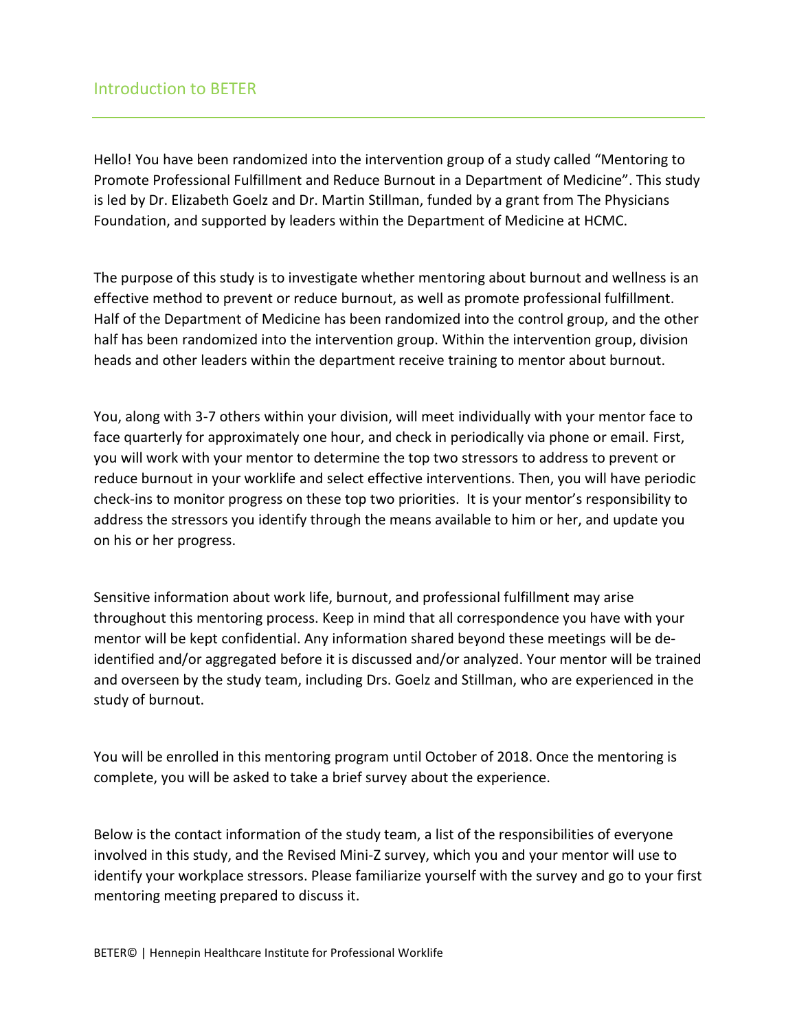## Introduction to BETER

Hello! You have been randomized into the intervention group of a study called "Mentoring to Promote Professional Fulfillment and Reduce Burnout in a Department of Medicine". This study is led by Dr. Elizabeth Goelz and Dr. Martin Stillman, funded by a grant from The Physicians Foundation, and supported by leaders within the Department of Medicine at HCMC.

The purpose of this study is to investigate whether mentoring about burnout and wellness is an effective method to prevent or reduce burnout, as well as promote professional fulfillment. Half of the Department of Medicine has been randomized into the control group, and the other half has been randomized into the intervention group. Within the intervention group, division heads and other leaders within the department receive training to mentor about burnout.

You, along with 3-7 others within your division, will meet individually with your mentor face to face quarterly for approximately one hour, and check in periodically via phone or email. First, you will work with your mentor to determine the top two stressors to address to prevent or reduce burnout in your worklife and select effective interventions. Then, you will have periodic check-ins to monitor progress on these top two priorities. It is your mentor's responsibility to address the stressors you identify through the means available to him or her, and update you on his or her progress.

Sensitive information about work life, burnout, and professional fulfillment may arise throughout this mentoring process. Keep in mind that all correspondence you have with your mentor will be kept confidential. Any information shared beyond these meetings will be de-identified and/or aggregated before it is discussed and/or analyzed. Your mentor will be trained and overseen by the study team, including Drs. Goelz and Stillman, who are experienced in the study of burnout.

You will be enrolled in this mentoring program until October of 2018. Once the mentoring is complete, you will be asked to take a brief survey about the experience.

Below is the contact information of the study team, a list of the responsibilities of everyone involved in this study, and the Revised Mini-Z survey, which you and your mentor will use to identify your workplace stressors. Please familiarize yourself with the survey and go to your first mentoring meeting prepared to discuss it.